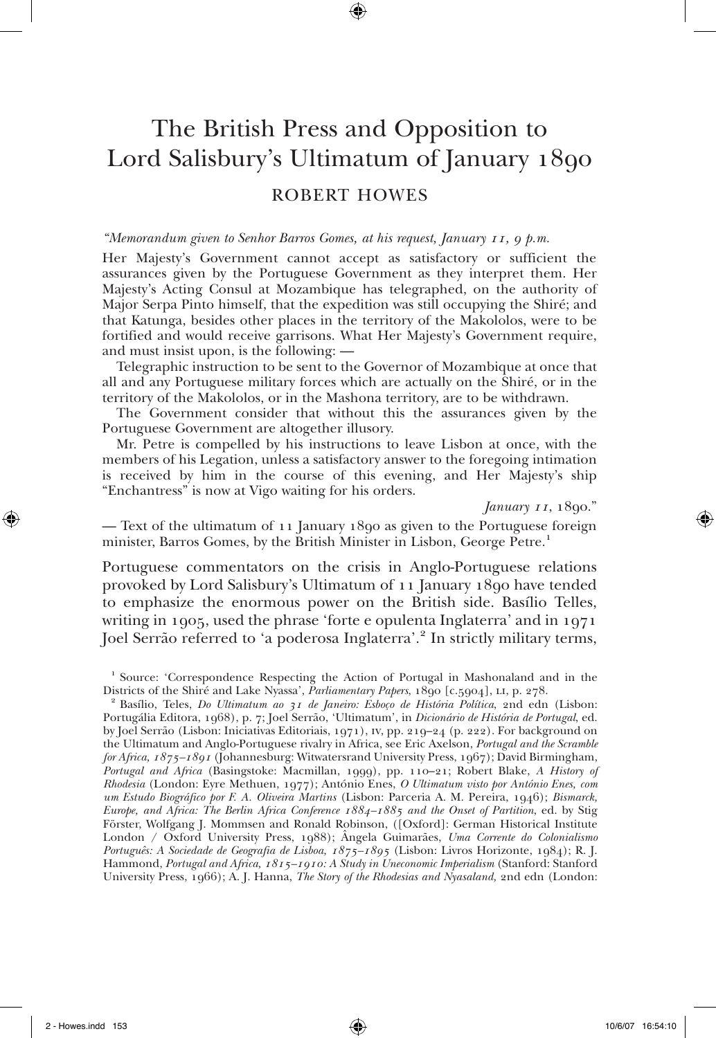# The British Press and Opposition to Lord Salisbury's Ultimatum of January 1890

## ROBERT HOWES

*"Memorandum given to Senhor Barros Gomes, at his request, January 11, 9 p.m.*

Her Majesty's Government cannot accept as satisfactory or sufficient the assurances given by the Portuguese Government as they interpret them. Her Majesty's Acting Consul at Mozambique has telegraphed, on the authority of Major Serpa Pinto himself, that the expedition was still occupying the Shiré; and that Katunga, besides other places in the territory of the Makololos, were to be fortified and would receive garrisons. What Her Majesty's Government require, and must insist upon, is the following: —

Telegraphic instruction to be sent to the Governor of Mozambique at once that all and any Portuguese military forces which are actually on the Shiré, or in the territory of the Makololos, or in the Mashona territory, are to be withdrawn.

The Government consider that without this the assurances given by the Portuguese Government are altogether illusory.

Mr. Petre is compelled by his instructions to leave Lisbon at once, with the members of his Legation, unless a satisfactory answer to the foregoing intimation is received by him in the course of this evening, and Her Majesty's ship "Enchantress" is now at Vigo waiting for his orders.

*January 11*, 1890."

— Text of the ultimatum of 11 January 1890 as given to the Portuguese foreign minister, Barros Gomes, by the British Minister in Lisbon, George Petre.[1]

Portuguese commentators on the crisis in Anglo-Portuguese relations provoked by Lord Salisbury's Ultimatum of 11 January 1890 have tended to emphasize the enormous power on the British side. Basílio Telles, writing in 1905, used the phrase 'forte e opulenta Inglaterra' and in 1971 Joel Serrão referred to 'a poderosa Inglaterra'.[2] In strictly military terms,

[1] Source: 'Correspondence Respecting the Action of Portugal in Mashonaland and in the Districts of the Shiré and Lake Nyassa', *Parliamentary Papers*, 1890 [c.5904], LI, p. 278.

[2] Basílio, Teles, *Do Ultimatum ao 31 de Janeiro: Esboço de História Política*, 2nd edn (Lisbon: Portugália Editora, 1968), p. 7; Joel Serrão, 'Ultimatum', in *Dicionário de História de Portugal*, ed. by Joel Serrão (Lisbon: Iniciativas Editoriais, 1971), IV, pp. 219–24 (p. 222). For background on the Ultimatum and Anglo-Portuguese rivalry in Africa, see Eric Axelson, *Portugal and the Scramble for Africa, 1875–1891* (Johannesburg: Witwatersrand University Press, 1967); David Birmingham, *Portugal and Africa* (Basingstoke: Macmillan, 1999), pp. 110–21; Robert Blake, *A History of Rhodesia* (London: Eyre Methuen, 1977); António Enes, *O Ultimatum visto por António Enes, com um Estudo Biográfico por F. A. Oliveira Martins* (Lisbon: Parceria A. M. Pereira, 1946); *Bismarck, Europe, and Africa: The Berlin Africa Conference 1884–1885 and the Onset of Partition*, ed. by Stig Förster, Wolfgang J. Mommsen and Ronald Robinson, ([Oxford]: German Historical Institute London / Oxford University Press, 1988); Ângela Guimarães, *Uma Corrente do Colonialismo Português: A Sociedade de Geografia de Lisboa, 1875–1895* (Lisbon: Livros Horizonte, 1984); R. J. Hammond, *Portugal and Africa, 1815–1910: A Study in Uneconomic Imperialism* (Stanford: Stanford University Press, 1966); A. J. Hanna, *The Story of the Rhodesias and Nyasaland,* 2nd edn (London: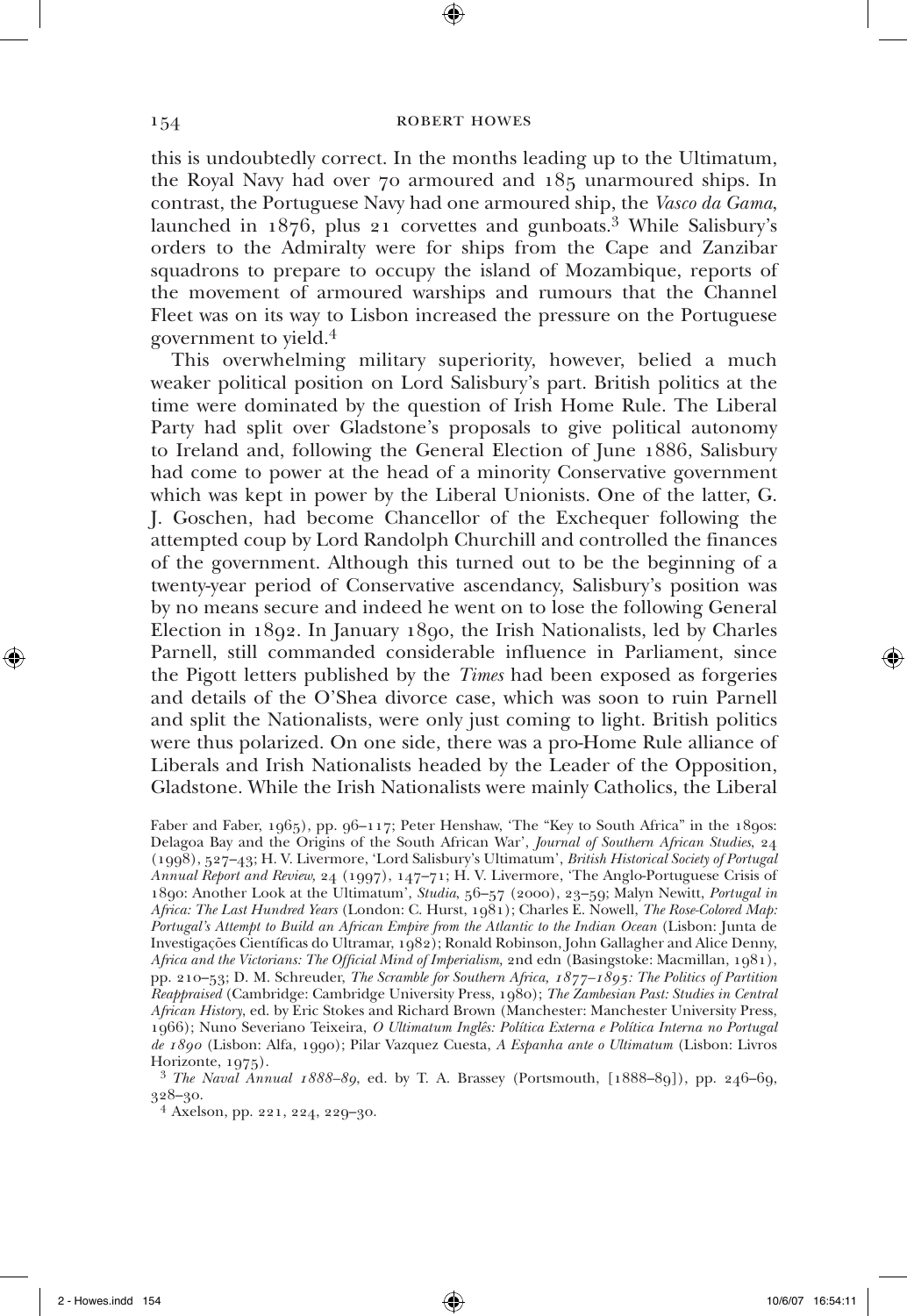this is undoubtedly correct. In the months leading up to the Ultimatum, the Royal Navy had over 70 armoured and 185 unarmoured ships. In contrast, the Portuguese Navy had one armoured ship, the *Vasco da Gama*, launched in 1876, plus 21 corvettes and gunboats.[3] While Salisbury's orders to the Admiralty were for ships from the Cape and Zanzibar squadrons to prepare to occupy the island of Mozambique, reports of the movement of armoured warships and rumours that the Channel Fleet was on its way to Lisbon increased the pressure on the Portuguese government to yield.[4]

This overwhelming military superiority, however, belied a much weaker political position on Lord Salisbury's part. British politics at the time were dominated by the question of Irish Home Rule. The Liberal Party had split over Gladstone's proposals to give political autonomy to Ireland and, following the General Election of June 1886, Salisbury had come to power at the head of a minority Conservative government which was kept in power by the Liberal Unionists. One of the latter, G. J. Goschen, had become Chancellor of the Exchequer following the attempted coup by Lord Randolph Churchill and controlled the finances of the government. Although this turned out to be the beginning of a twenty-year period of Conservative ascendancy, Salisbury's position was by no means secure and indeed he went on to lose the following General Election in 1892. In January 1890, the Irish Nationalists, led by Charles Parnell, still commanded considerable influence in Parliament, since the Pigott letters published by the *Times* had been exposed as forgeries and details of the O'Shea divorce case, which was soon to ruin Parnell and split the Nationalists, were only just coming to light. British politics were thus polarized. On one side, there was a pro-Home Rule alliance of Liberals and Irish Nationalists headed by the Leader of the Opposition, Gladstone. While the Irish Nationalists were mainly Catholics, the Liberal

Faber and Faber, 1965), pp. 96–117; Peter Henshaw, 'The "Key to South Africa" in the 1890s: Delagoa Bay and the Origins of the South African War', *Journal of Southern African Studies*, 24 (1998), 527–43; H. V. Livermore, 'Lord Salisbury's Ultimatum', *British Historical Society of Portugal Annual Report and Review*, 24 (1997), 147–71; H. V. Livermore, 'The Anglo-Portuguese Crisis of 1890: Another Look at the Ultimatum', *Studia*, 56–57 (2000), 23–59; Malyn Newitt, *Portugal in Africa: The Last Hundred Years* (London: C. Hurst, 1981); Charles E. Nowell, *The Rose-Colored Map: Portugal's Attempt to Build an African Empire from the Atlantic to the Indian Ocean* (Lisbon: Junta de Investigações Científicas do Ultramar, 1982); Ronald Robinson, John Gallagher and Alice Denny, *Africa and the Victorians: The Official Mind of Imperialism*, 2nd edn (Basingstoke: Macmillan, 1981), pp. 210–53; D. M. Schreuder, *The Scramble for Southern Africa, 1877–1895: The Politics of Partition Reappraised* (Cambridge: Cambridge University Press, 1980); *The Zambesian Past: Studies in Central African History*, ed. by Eric Stokes and Richard Brown (Manchester: Manchester University Press, 1966); Nuno Severiano Teixeira, *O Ultimatum Inglês: Política Externa e Política Interna no Portugal de 1890* (Lisbon: Alfa, 1990); Pilar Vazquez Cuesta, *A Espanha ante o Ultimatum* (Lisbon: Livros Horizonte, 1975).

[3] *The Naval Annual 1888–89*, ed. by T. A. Brassey (Portsmouth, [1888–89]), pp. 246–69, 328–30.

[4] Axelson, pp. 221, 224, 229–30.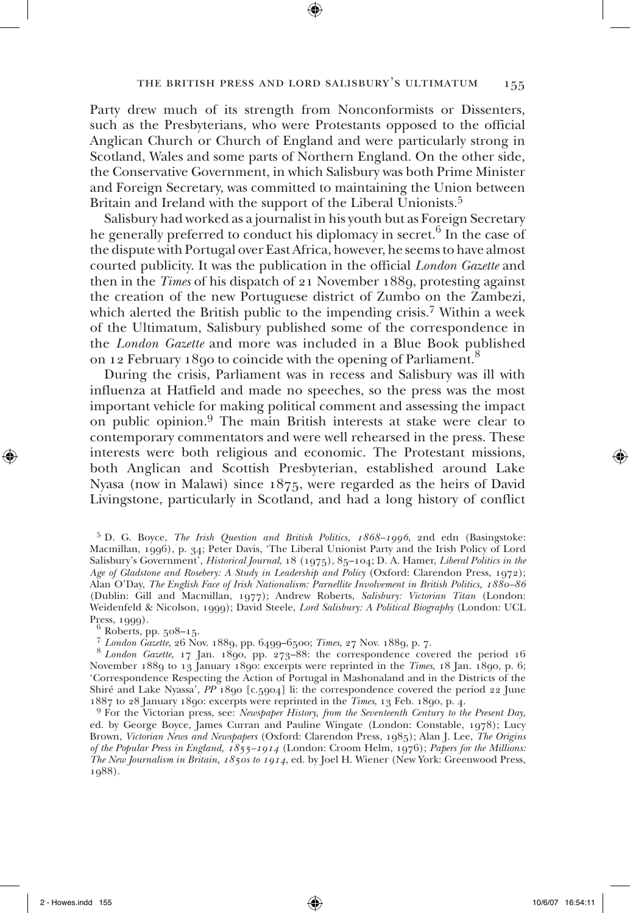Party drew much of its strength from Nonconformists or Dissenters, such as the Presbyterians, who were Protestants opposed to the official Anglican Church or Church of England and were particularly strong in Scotland, Wales and some parts of Northern England. On the other side, the Conservative Government, in which Salisbury was both Prime Minister and Foreign Secretary, was committed to maintaining the Union between Britain and Ireland with the support of the Liberal Unionists.[5]

Salisbury had worked as a journalist in his youth but as Foreign Secretary he generally preferred to conduct his diplomacy in secret.[6] In the case of the dispute with Portugal over East Africa, however, he seems to have almost courted publicity. It was the publication in the official *London Gazette* and then in the *Times* of his dispatch of 21 November 1889, protesting against the creation of the new Portuguese district of Zumbo on the Zambezi, which alerted the British public to the impending crisis.[7] Within a week of the Ultimatum, Salisbury published some of the correspondence in the *London Gazette* and more was included in a Blue Book published on 12 February 1890 to coincide with the opening of Parliament.[8]

During the crisis, Parliament was in recess and Salisbury was ill with influenza at Hatfield and made no speeches, so the press was the most important vehicle for making political comment and assessing the impact on public opinion.[9] The main British interests at stake were clear to contemporary commentators and were well rehearsed in the press. These interests were both religious and economic. The Protestant missions, both Anglican and Scottish Presbyterian, established around Lake Nyasa (now in Malawi) since 1875, were regarded as the heirs of David Livingstone, particularly in Scotland, and had a long history of conflict

[5] D. G. Boyce, *The Irish Question and British Politics, 1868–1996*, 2nd edn (Basingstoke: Macmillan, 1996), p. 34; Peter Davis, 'The Liberal Unionist Party and the Irish Policy of Lord Salisbury's Government', *Historical Journal*, 18 (1975), 85–104; D. A. Hamer, *Liberal Politics in the Age of Gladstone and Rosebery: A Study in Leadership and Policy* (Oxford: Clarendon Press, 1972); Alan O'Day, *The English Face of Irish Nationalism: Parnellite Involvement in British Politics, 1880–86* (Dublin: Gill and Macmillan, 1977); Andrew Roberts, *Salisbury: Victorian Titan* (London: Weidenfeld & Nicolson, 1999); David Steele, *Lord Salisbury: A Political Biography* (London: UCL Press, 1999).

[6] Roberts, pp. 508–15.

[7] *London Gazette*, 26 Nov. 1889, pp. 6499–6500; *Times*, 27 Nov. 1889, p. 7.

[8] *London Gazette*, 17 Jan. 1890, pp. 273–88: the correspondence covered the period 16 November 1889 to 13 January 1890: excerpts were reprinted in the *Times*, 18 Jan. 1890, p. 6; 'Correspondence Respecting the Action of Portugal in Mashonaland and in the Districts of the Shiré and Lake Nyassa', *PP* 1890 [c.5904] li: the correspondence covered the period 22 June 1887 to 28 January 1890: excerpts were reprinted in the *Times*, 13 Feb. 1890, p. 4.

[9] For the Victorian press, see: *Newspaper History, from the Seventeenth Century to the Present Day*, ed. by George Boyce, James Curran and Pauline Wingate (London: Constable, 1978); Lucy Brown, *Victorian News and Newspapers* (Oxford: Clarendon Press, 1985); Alan J. Lee, *The Origins of the Popular Press in England, 1855–1914* (London: Croom Helm, 1976); *Papers for the Millions: The New Journalism in Britain, 1850s to 1914*, ed. by Joel H. Wiener (New York: Greenwood Press, 1988).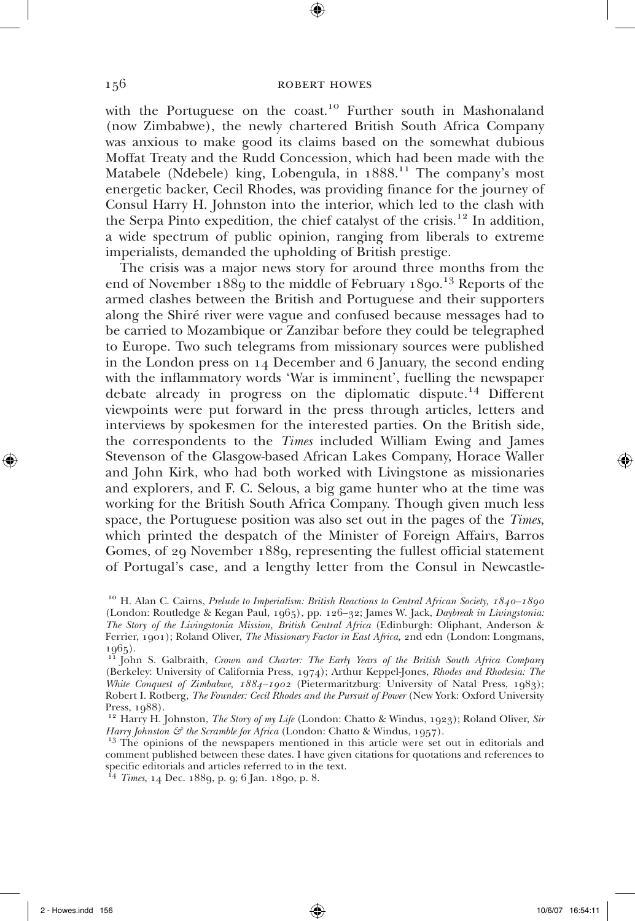with the Portuguese on the coast.[10] Further south in Mashonaland (now Zimbabwe), the newly chartered British South Africa Company was anxious to make good its claims based on the somewhat dubious Moffat Treaty and the Rudd Concession, which had been made with the Matabele (Ndebele) king, Lobengula, in 1888.[11] The company's most energetic backer, Cecil Rhodes, was providing finance for the journey of Consul Harry H. Johnston into the interior, which led to the clash with the Serpa Pinto expedition, the chief catalyst of the crisis.[12] In addition, a wide spectrum of public opinion, ranging from liberals to extreme imperialists, demanded the upholding of British prestige.

The crisis was a major news story for around three months from the end of November 1889 to the middle of February 1890.[13] Reports of the armed clashes between the British and Portuguese and their supporters along the Shiré river were vague and confused because messages had to be carried to Mozambique or Zanzibar before they could be telegraphed to Europe. Two such telegrams from missionary sources were published in the London press on 14 December and 6 January, the second ending with the inflammatory words 'War is imminent', fuelling the newspaper debate already in progress on the diplomatic dispute.[14] Different viewpoints were put forward in the press through articles, letters and interviews by spokesmen for the interested parties. On the British side, the correspondents to the *Times* included William Ewing and James Stevenson of the Glasgow-based African Lakes Company, Horace Waller and John Kirk, who had both worked with Livingstone as missionaries and explorers, and F. C. Selous, a big game hunter who at the time was working for the British South Africa Company. Though given much less space, the Portuguese position was also set out in the pages of the *Times*, which printed the despatch of the Minister of Foreign Affairs, Barros Gomes, of 29 November 1889, representing the fullest official statement of Portugal's case, and a lengthy letter from the Consul in Newcastle-

[10] H. Alan C. Cairns, *Prelude to Imperialism: British Reactions to Central African Society, 1840–1890* (London: Routledge & Kegan Paul, 1965), pp. 126–32; James W. Jack, *Daybreak in Livingstonia: The Story of the Livingstonia Mission, British Central Africa* (Edinburgh: Oliphant, Anderson & Ferrier, 1901); Roland Oliver, *The Missionary Factor in East Africa*, 2nd edn (London: Longmans, 1965).

[11] John S. Galbraith, *Crown and Charter: The Early Years of the British South Africa Company* (Berkeley: University of California Press, 1974); Arthur Keppel-Jones, *Rhodes and Rhodesia: The White Conquest of Zimbabwe, 1884–1902* (Pietermaritzburg: University of Natal Press, 1983); Robert I. Rotberg, *The Founder: Cecil Rhodes and the Pursuit of Power* (New York: Oxford University Press, 1988).

[12] Harry H. Johnston, *The Story of my Life* (London: Chatto & Windus, 1923); Roland Oliver, *Sir Harry Johnston & the Scramble for Africa* (London: Chatto & Windus, 1957).

[13] The opinions of the newspapers mentioned in this article were set out in editorials and comment published between these dates. I have given citations for quotations and references to specific editorials and articles referred to in the text.

[14] *Times*, 14 Dec. 1889, p. 9; 6 Jan. 1890, p. 8.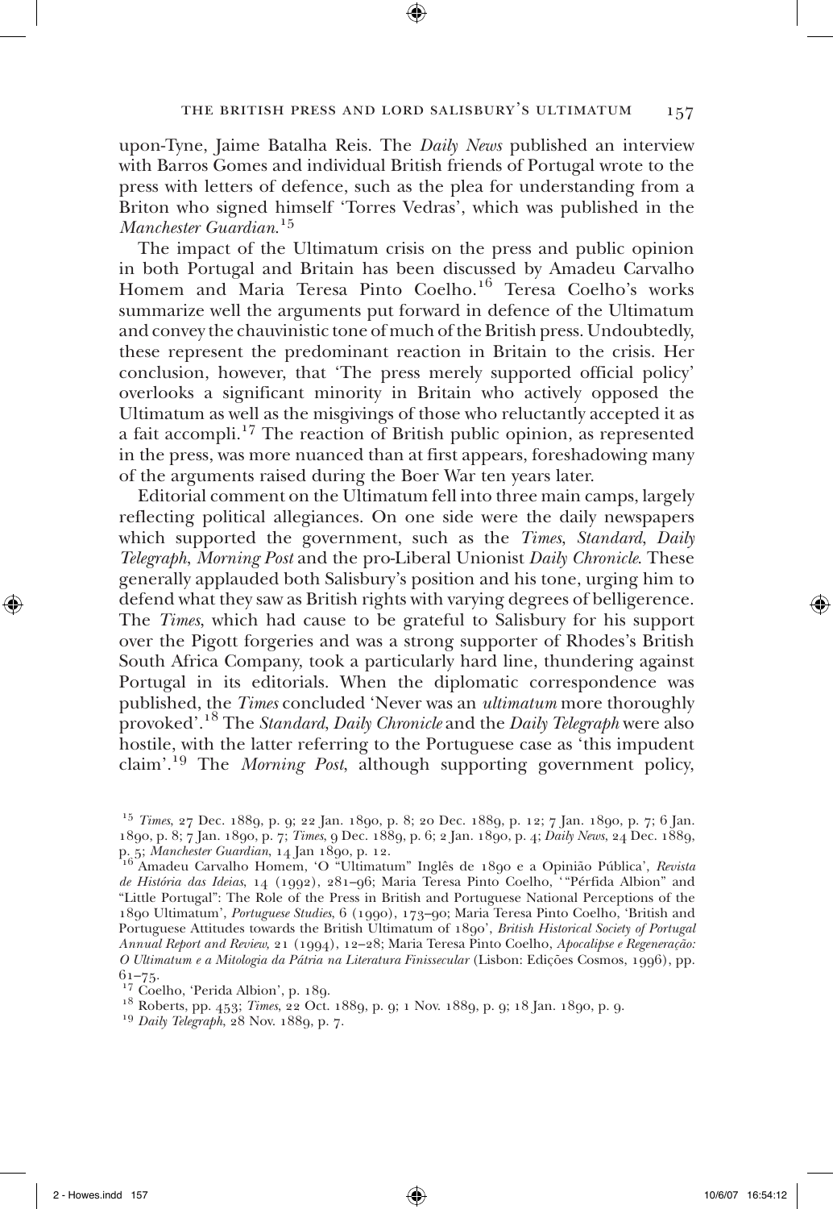upon-Tyne, Jaime Batalha Reis. The *Daily News* published an interview with Barros Gomes and individual British friends of Portugal wrote to the press with letters of defence, such as the plea for understanding from a Briton who signed himself 'Torres Vedras', which was published in the *Manchester Guardian*.[15]

The impact of the Ultimatum crisis on the press and public opinion in both Portugal and Britain has been discussed by Amadeu Carvalho Homem and Maria Teresa Pinto Coelho.[16] Teresa Coelho's works summarize well the arguments put forward in defence of the Ultimatum and convey the chauvinistic tone of much of the British press. Undoubtedly, these represent the predominant reaction in Britain to the crisis. Her conclusion, however, that 'The press merely supported official policy' overlooks a significant minority in Britain who actively opposed the Ultimatum as well as the misgivings of those who reluctantly accepted it as a fait accompli.[17] The reaction of British public opinion, as represented in the press, was more nuanced than at first appears, foreshadowing many of the arguments raised during the Boer War ten years later.

Editorial comment on the Ultimatum fell into three main camps, largely reflecting political allegiances. On one side were the daily newspapers which supported the government, such as the *Times*, *Standard*, *Daily Telegraph*, *Morning Post* and the pro-Liberal Unionist *Daily Chronicle*. These generally applauded both Salisbury's position and his tone, urging him to defend what they saw as British rights with varying degrees of belligerence. The *Times*, which had cause to be grateful to Salisbury for his support over the Pigott forgeries and was a strong supporter of Rhodes's British South Africa Company, took a particularly hard line, thundering against Portugal in its editorials. When the diplomatic correspondence was published, the *Times* concluded 'Never was an *ultimatum* more thoroughly provoked'.[18] The *Standard*, *Daily Chronicle* and the *Daily Telegraph* were also hostile, with the latter referring to the Portuguese case as 'this impudent claim'.[19] The *Morning Post*, although supporting government policy,

[15] *Times*, 27 Dec. 1889, p. 9; 22 Jan. 1890, p. 8; 20 Dec. 1889, p. 12; 7 Jan. 1890, p. 7; 6 Jan. 1890, p. 8; 7 Jan. 1890, p. 7; *Times*, 9 Dec. 1889, p. 6; 2 Jan. 1890, p. 4; *Daily News*, 24 Dec. 1889, p. 5; *Manchester Guardian*, 14 Jan 1890, p. 12.

[16] Amadeu Carvalho Homem, 'O "Ultimatum" Inglês de 1890 e a Opinião Pública', *Revista de História das Ideias*, 14 (1992), 281–96; Maria Teresa Pinto Coelho, '"Pérfida Albion" and "Little Portugal": The Role of the Press in British and Portuguese National Perceptions of the 1890 Ultimatum', *Portuguese Studies*, 6 (1990), 173–90; Maria Teresa Pinto Coelho, 'British and Portuguese Attitudes towards the British Ultimatum of 1890', *British Historical Society of Portugal Annual Report and Review*, 21 (1994), 12–28; Maria Teresa Pinto Coelho, *Apocalipse e Regeneração: O Ultimatum e a Mitologia da Pátria na Literatura Finissecular* (Lisbon: Edições Cosmos, 1996), pp. 61–75.

[17] Coelho, 'Perida Albion', p. 189.

[18] Roberts, pp. 453; *Times*, 22 Oct. 1889, p. 9; 1 Nov. 1889, p. 9; 18 Jan. 1890, p. 9.

[19] *Daily Telegraph*, 28 Nov. 1889, p. 7.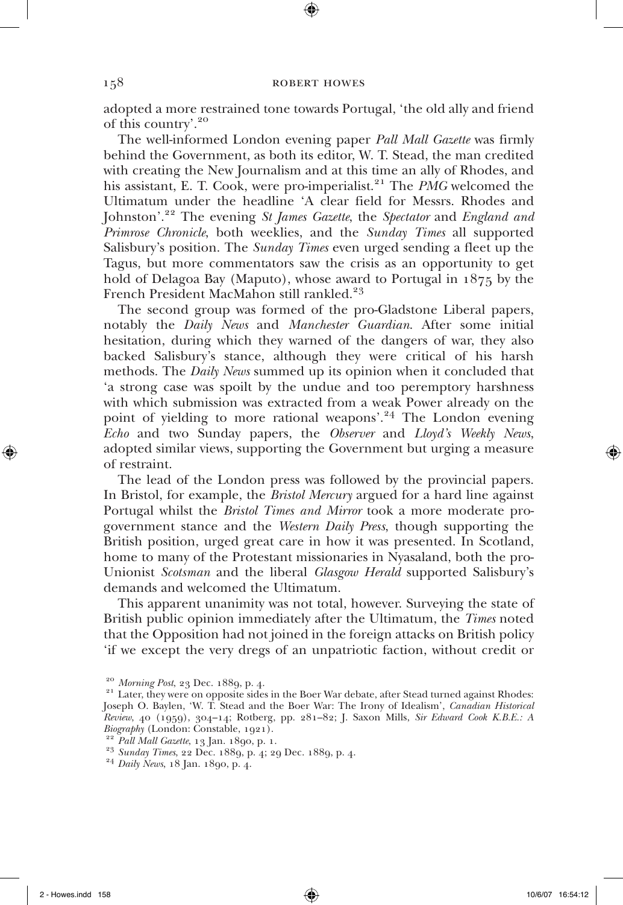adopted a more restrained tone towards Portugal, 'the old ally and friend of this country'.[20]

The well-informed London evening paper *Pall Mall Gazette* was firmly behind the Government, as both its editor, W. T. Stead, the man credited with creating the New Journalism and at this time an ally of Rhodes, and his assistant, E. T. Cook, were pro-imperialist.[21] The *PMG* welcomed the Ultimatum under the headline 'A clear field for Messrs. Rhodes and Johnston'.[22] The evening *St James Gazette*, the *Spectator* and *England and Primrose Chronicle*, both weeklies, and the *Sunday Times* all supported Salisbury's position. The *Sunday Times* even urged sending a fleet up the Tagus, but more commentators saw the crisis as an opportunity to get hold of Delagoa Bay (Maputo), whose award to Portugal in 1875 by the French President MacMahon still rankled.[23]

The second group was formed of the pro-Gladstone Liberal papers, notably the *Daily News* and *Manchester Guardian*. After some initial hesitation, during which they warned of the dangers of war, they also backed Salisbury's stance, although they were critical of his harsh methods. The *Daily News* summed up its opinion when it concluded that 'a strong case was spoilt by the undue and too peremptory harshness with which submission was extracted from a weak Power already on the point of yielding to more rational weapons'.[24] The London evening *Echo* and two Sunday papers, the *Observer* and *Lloyd's Weekly News*, adopted similar views, supporting the Government but urging a measure of restraint.

The lead of the London press was followed by the provincial papers. In Bristol, for example, the *Bristol Mercury* argued for a hard line against Portugal whilst the *Bristol Times and Mirror* took a more moderate pro-government stance and the *Western Daily Press*, though supporting the British position, urged great care in how it was presented. In Scotland, home to many of the Protestant missionaries in Nyasaland, both the pro-Unionist *Scotsman* and the liberal *Glasgow Herald* supported Salisbury's demands and welcomed the Ultimatum.

This apparent unanimity was not total, however. Surveying the state of British public opinion immediately after the Ultimatum, the *Times* noted that the Opposition had not joined in the foreign attacks on British policy 'if we except the very dregs of an unpatriotic faction, without credit or

---

[20] *Morning Post*, 23 Dec. 1889, p. 4.

[21] Later, they were on opposite sides in the Boer War debate, after Stead turned against Rhodes: Joseph O. Baylen, 'W. T. Stead and the Boer War: The Irony of Idealism', *Canadian Historical Review*, 40 (1959), 304–14; Rotberg, pp. 281–82; J. Saxon Mills, *Sir Edward Cook K.B.E.: A Biography* (London: Constable, 1921).

[22] *Pall Mall Gazette*, 13 Jan. 1890, p. 1.

[23] *Sunday Times*, 22 Dec. 1889, p. 4; 29 Dec. 1889, p. 4.

[24] *Daily News*, 18 Jan. 1890, p. 4.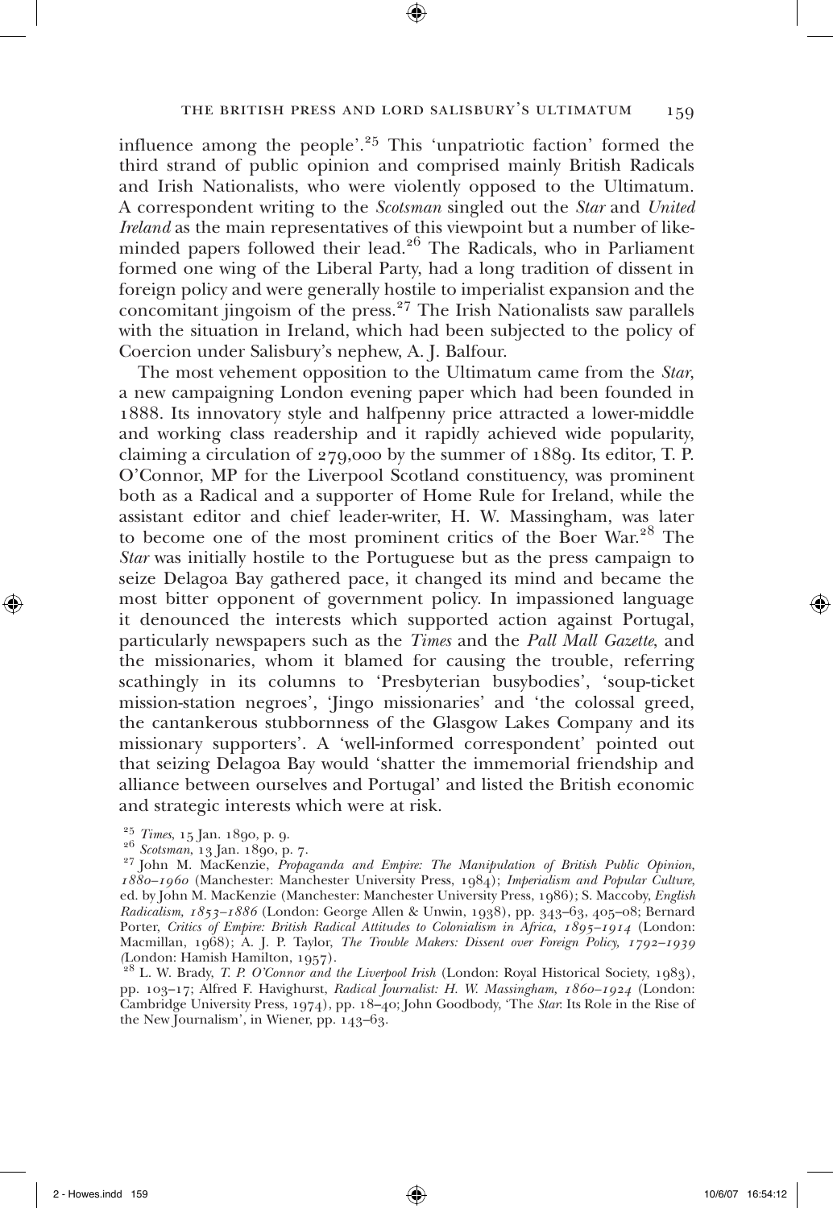influence among the people'.[25] This 'unpatriotic faction' formed the third strand of public opinion and comprised mainly British Radicals and Irish Nationalists, who were violently opposed to the Ultimatum. A correspondent writing to the *Scotsman* singled out the *Star* and *United Ireland* as the main representatives of this viewpoint but a number of like-minded papers followed their lead.[26] The Radicals, who in Parliament formed one wing of the Liberal Party, had a long tradition of dissent in foreign policy and were generally hostile to imperialist expansion and the concomitant jingoism of the press.[27] The Irish Nationalists saw parallels with the situation in Ireland, which had been subjected to the policy of Coercion under Salisbury's nephew, A. J. Balfour.

The most vehement opposition to the Ultimatum came from the *Star*, a new campaigning London evening paper which had been founded in 1888. Its innovatory style and halfpenny price attracted a lower-middle and working class readership and it rapidly achieved wide popularity, claiming a circulation of 279,000 by the summer of 1889. Its editor, T. P. O'Connor, MP for the Liverpool Scotland constituency, was prominent both as a Radical and a supporter of Home Rule for Ireland, while the assistant editor and chief leader-writer, H. W. Massingham, was later to become one of the most prominent critics of the Boer War.[28] The *Star* was initially hostile to the Portuguese but as the press campaign to seize Delagoa Bay gathered pace, it changed its mind and became the most bitter opponent of government policy. In impassioned language it denounced the interests which supported action against Portugal, particularly newspapers such as the *Times* and the *Pall Mall Gazette*, and the missionaries, whom it blamed for causing the trouble, referring scathingly in its columns to 'Presbyterian busybodies', 'soup-ticket mission-station negroes', 'Jingo missionaries' and 'the colossal greed, the cantankerous stubbornness of the Glasgow Lakes Company and its missionary supporters'. A 'well-informed correspondent' pointed out that seizing Delagoa Bay would 'shatter the immemorial friendship and alliance between ourselves and Portugal' and listed the British economic and strategic interests which were at risk.

[25] *Times*, 15 Jan. 1890, p. 9.

[26] *Scotsman*, 13 Jan. 1890, p. 7.

[27] John M. MacKenzie, *Propaganda and Empire: The Manipulation of British Public Opinion, 1880–1960* (Manchester: Manchester University Press, 1984); *Imperialism and Popular Culture*, ed. by John M. MacKenzie (Manchester: Manchester University Press, 1986); S. Maccoby, *English Radicalism, 1853–1886* (London: George Allen & Unwin, 1938), pp. 343–63, 405–08; Bernard Porter, *Critics of Empire: British Radical Attitudes to Colonialism in Africa, 1895–1914* (London: Macmillan, 1968); A. J. P. Taylor, *The Trouble Makers: Dissent over Foreign Policy, 1792–1939* (London: Hamish Hamilton, 1957).

[28] L. W. Brady, *T. P. O'Connor and the Liverpool Irish* (London: Royal Historical Society, 1983), pp. 103–17; Alfred F. Havighurst, *Radical Journalist: H. W. Massingham, 1860–1924* (London: Cambridge University Press, 1974), pp. 18–40; John Goodbody, 'The *Star*: Its Role in the Rise of the New Journalism', in Wiener, pp. 143–63.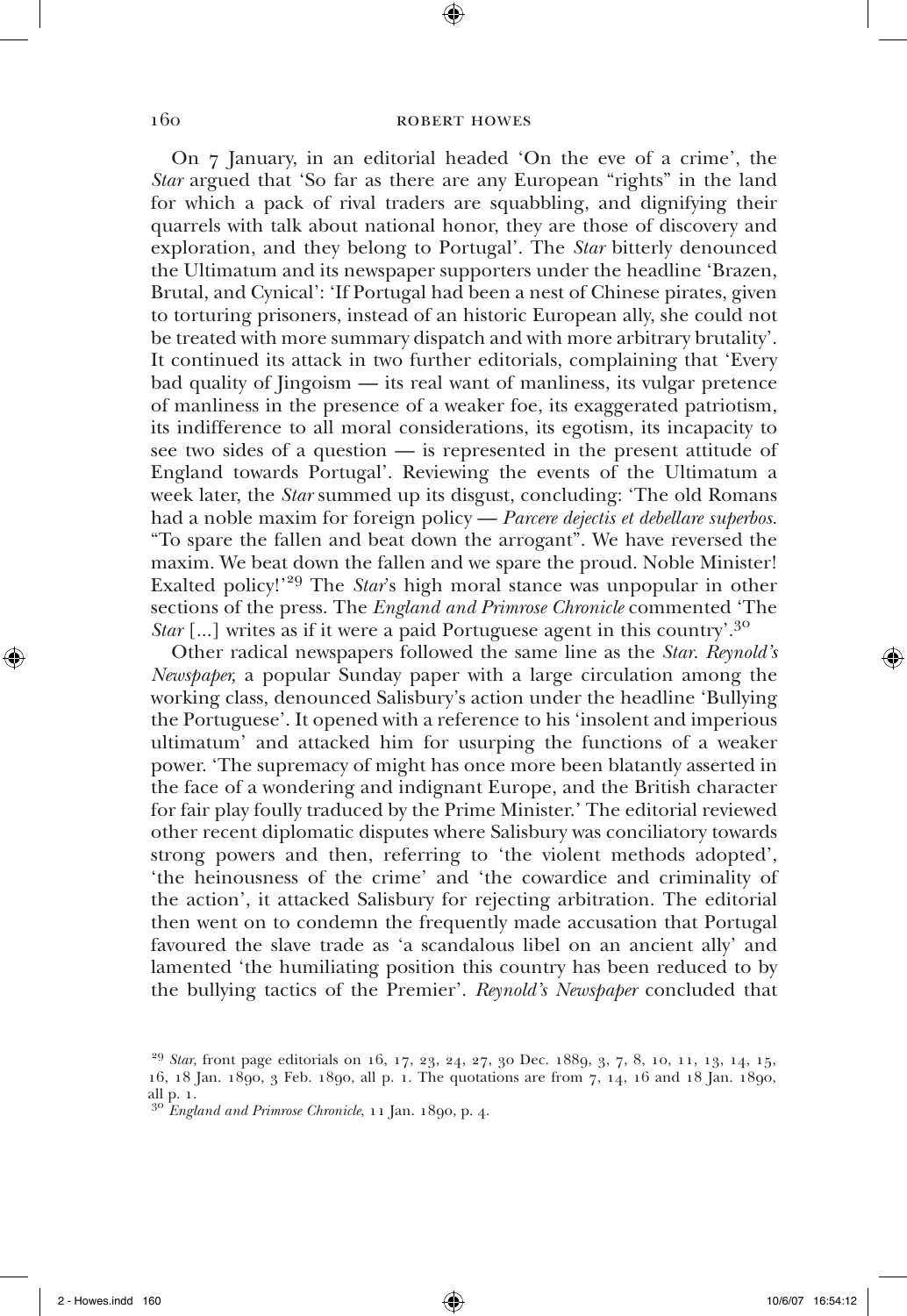On 7 January, in an editorial headed 'On the eve of a crime', the *Star* argued that 'So far as there are any European "rights" in the land for which a pack of rival traders are squabbling, and dignifying their quarrels with talk about national honor, they are those of discovery and exploration, and they belong to Portugal'. The *Star* bitterly denounced the Ultimatum and its newspaper supporters under the headline 'Brazen, Brutal, and Cynical': 'If Portugal had been a nest of Chinese pirates, given to torturing prisoners, instead of an historic European ally, she could not be treated with more summary dispatch and with more arbitrary brutality'. It continued its attack in two further editorials, complaining that 'Every bad quality of Jingoism — its real want of manliness, its vulgar pretence of manliness in the presence of a weaker foe, its exaggerated patriotism, its indifference to all moral considerations, its egotism, its incapacity to see two sides of a question — is represented in the present attitude of England towards Portugal'. Reviewing the events of the Ultimatum a week later, the *Star* summed up its disgust, concluding: 'The old Romans had a noble maxim for foreign policy — *Parcere dejectis et debellare superbos*. "To spare the fallen and beat down the arrogant". We have reversed the maxim. We beat down the fallen and we spare the proud. Noble Minister! Exalted policy!'[29] The *Star*'s high moral stance was unpopular in other sections of the press. The *England and Primrose Chronicle* commented 'The *Star* [...] writes as if it were a paid Portuguese agent in this country'.[30]

Other radical newspapers followed the same line as the *Star*. *Reynold's Newspaper,* a popular Sunday paper with a large circulation among the working class, denounced Salisbury's action under the headline 'Bullying the Portuguese'. It opened with a reference to his 'insolent and imperious ultimatum' and attacked him for usurping the functions of a weaker power. 'The supremacy of might has once more been blatantly asserted in the face of a wondering and indignant Europe, and the British character for fair play foully traduced by the Prime Minister.' The editorial reviewed other recent diplomatic disputes where Salisbury was conciliatory towards strong powers and then, referring to 'the violent methods adopted', 'the heinousness of the crime' and 'the cowardice and criminality of the action', it attacked Salisbury for rejecting arbitration. The editorial then went on to condemn the frequently made accusation that Portugal favoured the slave trade as 'a scandalous libel on an ancient ally' and lamented 'the humiliating position this country has been reduced to by the bullying tactics of the Premier'. *Reynold's Newspaper* concluded that

[29] *Star*, front page editorials on 16, 17, 23, 24, 27, 30 Dec. 1889, 3, 7, 8, 10, 11, 13, 14, 15, 16, 18 Jan. 1890, 3 Feb. 1890, all p. 1. The quotations are from 7, 14, 16 and 18 Jan. 1890, all p. 1.

[30] *England and Primrose Chronicle*, 11 Jan. 1890, p. 4.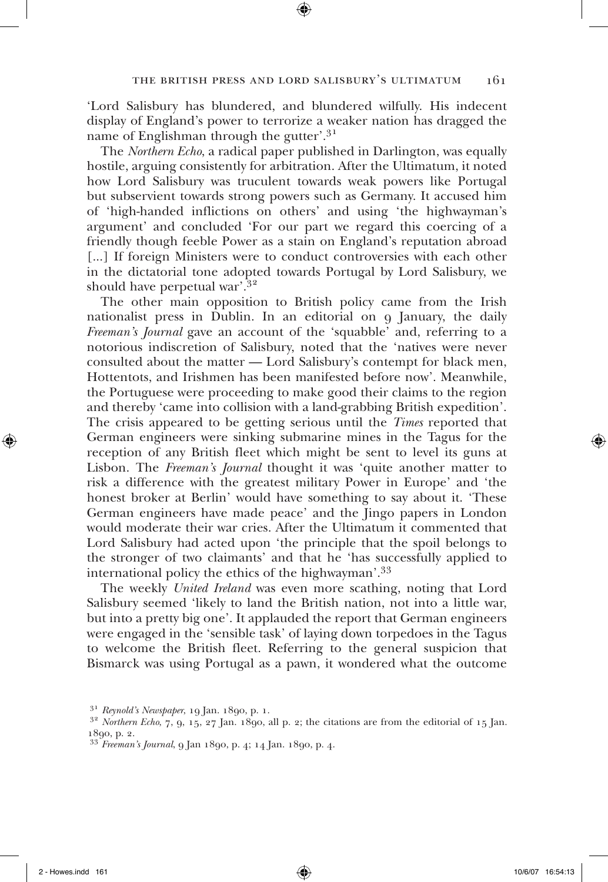'Lord Salisbury has blundered, and blundered wilfully. His indecent display of England's power to terrorize a weaker nation has dragged the name of Englishman through the gutter'.[31]

The *Northern Echo*, a radical paper published in Darlington, was equally hostile, arguing consistently for arbitration. After the Ultimatum, it noted how Lord Salisbury was truculent towards weak powers like Portugal but subservient towards strong powers such as Germany. It accused him of 'high-handed inflictions on others' and using 'the highwayman's argument' and concluded 'For our part we regard this coercing of a friendly though feeble Power as a stain on England's reputation abroad [...] If foreign Ministers were to conduct controversies with each other in the dictatorial tone adopted towards Portugal by Lord Salisbury, we should have perpetual war'.[32]

The other main opposition to British policy came from the Irish nationalist press in Dublin. In an editorial on 9 January, the daily *Freeman's Journal* gave an account of the 'squabble' and, referring to a notorious indiscretion of Salisbury, noted that the 'natives were never consulted about the matter — Lord Salisbury's contempt for black men, Hottentots, and Irishmen has been manifested before now'. Meanwhile, the Portuguese were proceeding to make good their claims to the region and thereby 'came into collision with a land-grabbing British expedition'. The crisis appeared to be getting serious until the *Times* reported that German engineers were sinking submarine mines in the Tagus for the reception of any British fleet which might be sent to level its guns at Lisbon. The *Freeman's Journal* thought it was 'quite another matter to risk a difference with the greatest military Power in Europe' and 'the honest broker at Berlin' would have something to say about it. 'These German engineers have made peace' and the Jingo papers in London would moderate their war cries. After the Ultimatum it commented that Lord Salisbury had acted upon 'the principle that the spoil belongs to the stronger of two claimants' and that he 'has successfully applied to international policy the ethics of the highwayman'.[33]

The weekly *United Ireland* was even more scathing, noting that Lord Salisbury seemed 'likely to land the British nation, not into a little war, but into a pretty big one'. It applauded the report that German engineers were engaged in the 'sensible task' of laying down torpedoes in the Tagus to welcome the British fleet. Referring to the general suspicion that Bismarck was using Portugal as a pawn, it wondered what the outcome

[31] *Reynold's Newspaper*, 19 Jan. 1890, p. 1.

[32] *Northern Echo*, 7, 9, 15, 27 Jan. 1890, all p. 2; the citations are from the editorial of 15 Jan. 1890, p. 2.

[33] *Freeman's Journal*, 9 Jan 1890, p. 4; 14 Jan. 1890, p. 4.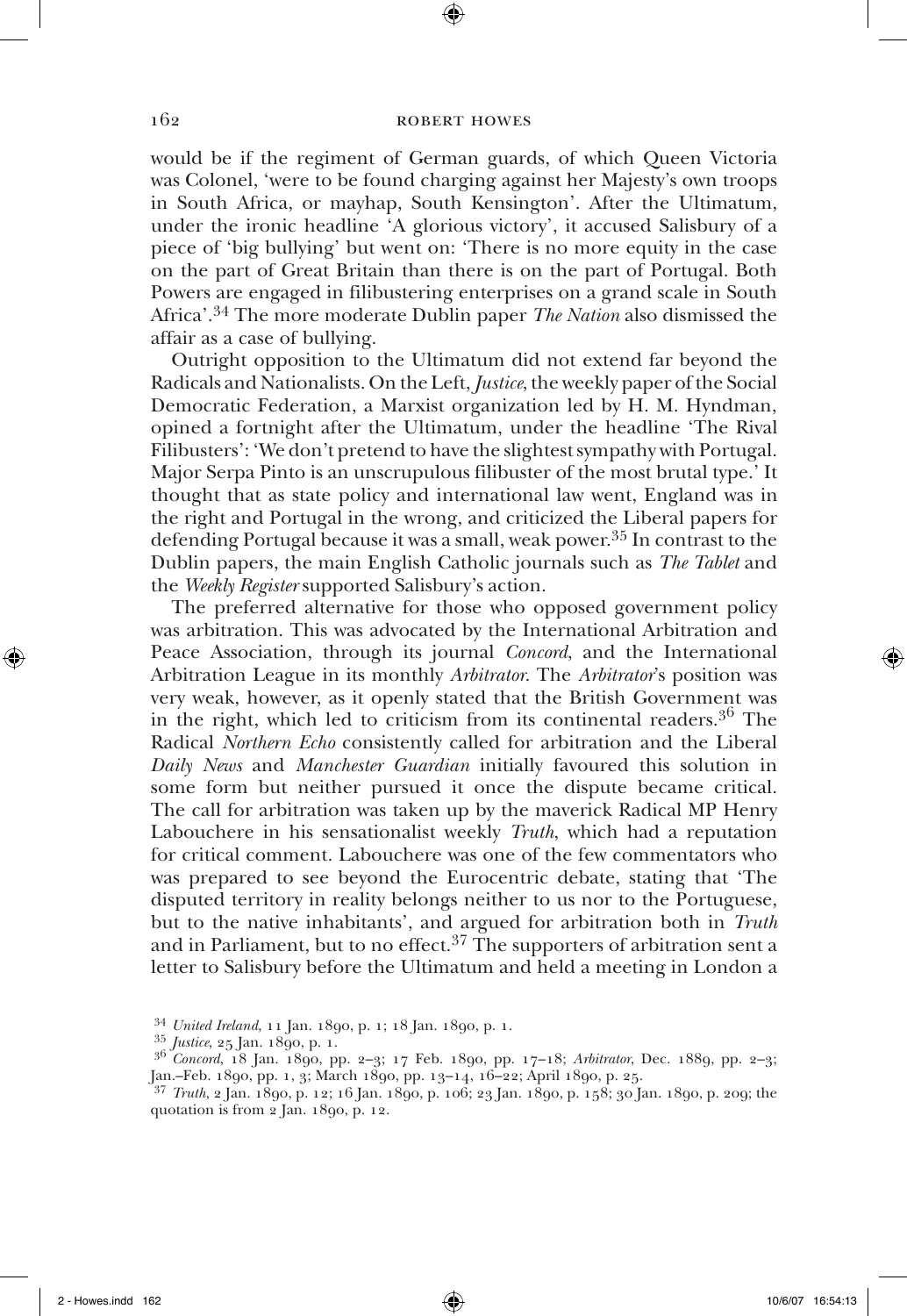would be if the regiment of German guards, of which Queen Victoria was Colonel, 'were to be found charging against her Majesty's own troops in South Africa, or mayhap, South Kensington'. After the Ultimatum, under the ironic headline 'A glorious victory', it accused Salisbury of a piece of 'big bullying' but went on: 'There is no more equity in the case on the part of Great Britain than there is on the part of Portugal. Both Powers are engaged in filibustering enterprises on a grand scale in South Africa'.[34] The more moderate Dublin paper *The Nation* also dismissed the affair as a case of bullying.

Outright opposition to the Ultimatum did not extend far beyond the Radicals and Nationalists. On the Left, *Justice*, the weekly paper of the Social Democratic Federation, a Marxist organization led by H. M. Hyndman, opined a fortnight after the Ultimatum, under the headline 'The Rival Filibusters': 'We don't pretend to have the slightest sympathy with Portugal. Major Serpa Pinto is an unscrupulous filibuster of the most brutal type.' It thought that as state policy and international law went, England was in the right and Portugal in the wrong, and criticized the Liberal papers for defending Portugal because it was a small, weak power.[35] In contrast to the Dublin papers, the main English Catholic journals such as *The Tablet* and the *Weekly Register* supported Salisbury's action.

The preferred alternative for those who opposed government policy was arbitration. This was advocated by the International Arbitration and Peace Association, through its journal *Concord*, and the International Arbitration League in its monthly *Arbitrator*. The *Arbitrator*'s position was very weak, however, as it openly stated that the British Government was in the right, which led to criticism from its continental readers.[36] The Radical *Northern Echo* consistently called for arbitration and the Liberal *Daily News* and *Manchester Guardian* initially favoured this solution in some form but neither pursued it once the dispute became critical. The call for arbitration was taken up by the maverick Radical MP Henry Labouchere in his sensationalist weekly *Truth*, which had a reputation for critical comment. Labouchere was one of the few commentators who was prepared to see beyond the Eurocentric debate, stating that 'The disputed territory in reality belongs neither to us nor to the Portuguese, but to the native inhabitants', and argued for arbitration both in *Truth* and in Parliament, but to no effect.[37] The supporters of arbitration sent a letter to Salisbury before the Ultimatum and held a meeting in London a

---

[34] *United Ireland*, 11 Jan. 1890, p. 1; 18 Jan. 1890, p. 1.

[35] *Justice*, 25 Jan. 1890, p. 1.

[36] *Concord*, 18 Jan. 1890, pp. 2–3; 17 Feb. 1890, pp. 17–18; *Arbitrator*, Dec. 1889, pp. 2–3; Jan.–Feb. 1890, pp. 1, 3; March 1890, pp. 13–14, 16–22; April 1890, p. 25.

[37] *Truth*, 2 Jan. 1890, p. 12; 16 Jan. 1890, p. 106; 23 Jan. 1890, p. 158; 30 Jan. 1890, p. 209; the quotation is from 2 Jan. 1890, p. 12.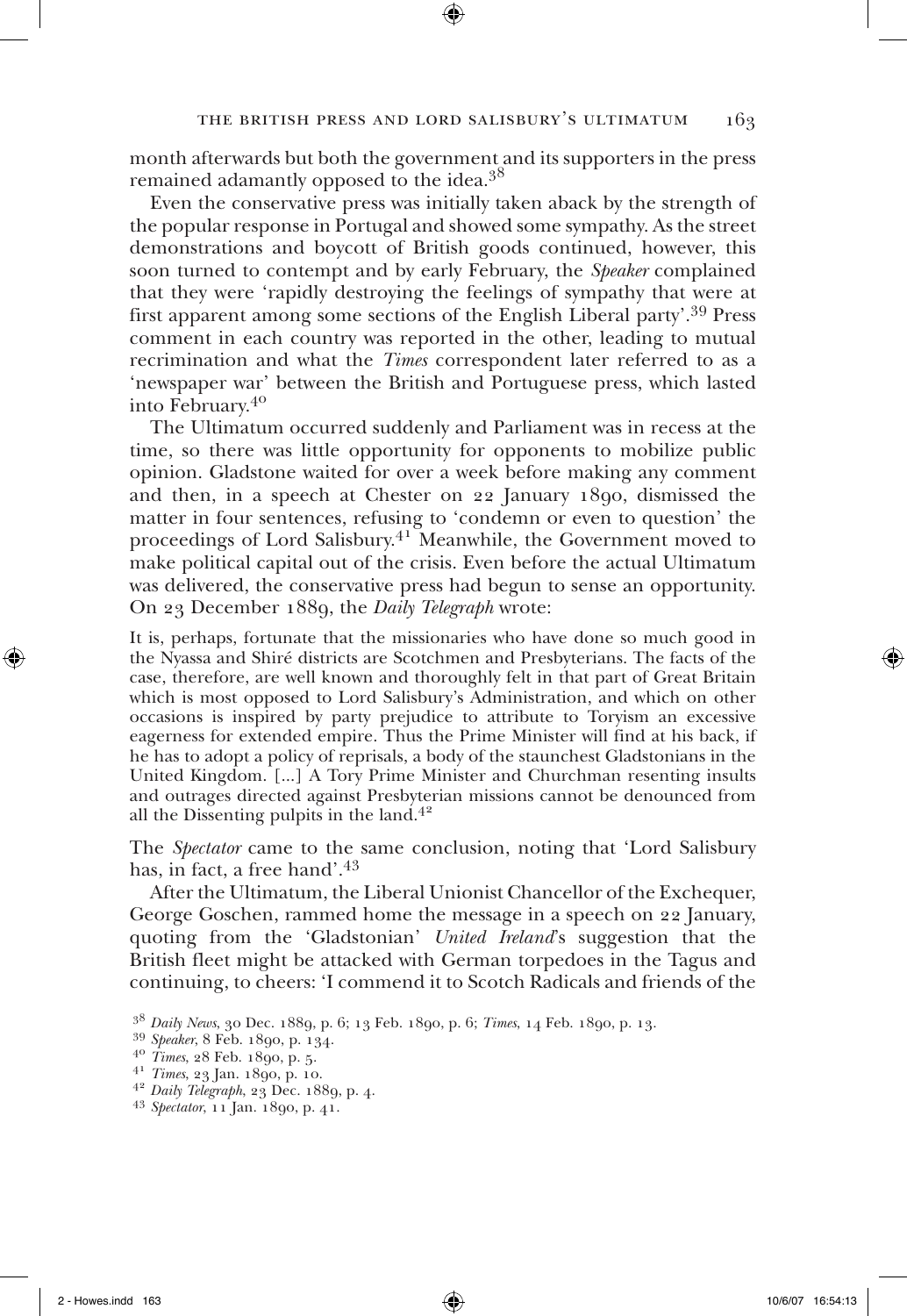month afterwards but both the government and its supporters in the press remained adamantly opposed to the idea.[38]

Even the conservative press was initially taken aback by the strength of the popular response in Portugal and showed some sympathy. As the street demonstrations and boycott of British goods continued, however, this soon turned to contempt and by early February, the *Speaker* complained that they were 'rapidly destroying the feelings of sympathy that were at first apparent among some sections of the English Liberal party'.[39] Press comment in each country was reported in the other, leading to mutual recrimination and what the *Times* correspondent later referred to as a 'newspaper war' between the British and Portuguese press, which lasted into February.[40]

The Ultimatum occurred suddenly and Parliament was in recess at the time, so there was little opportunity for opponents to mobilize public opinion. Gladstone waited for over a week before making any comment and then, in a speech at Chester on 22 January 1890, dismissed the matter in four sentences, refusing to 'condemn or even to question' the proceedings of Lord Salisbury.[41] Meanwhile, the Government moved to make political capital out of the crisis. Even before the actual Ultimatum was delivered, the conservative press had begun to sense an opportunity. On 23 December 1889, the *Daily Telegraph* wrote:

> It is, perhaps, fortunate that the missionaries who have done so much good in the Nyassa and Shiré districts are Scotchmen and Presbyterians. The facts of the case, therefore, are well known and thoroughly felt in that part of Great Britain which is most opposed to Lord Salisbury's Administration, and which on other occasions is inspired by party prejudice to attribute to Toryism an excessive eagerness for extended empire. Thus the Prime Minister will find at his back, if he has to adopt a policy of reprisals, a body of the staunchest Gladstonians in the United Kingdom. [...] A Tory Prime Minister and Churchman resenting insults and outrages directed against Presbyterian missions cannot be denounced from all the Dissenting pulpits in the land.[42]

The *Spectator* came to the same conclusion, noting that 'Lord Salisbury has, in fact, a free hand'.[43]

After the Ultimatum, the Liberal Unionist Chancellor of the Exchequer, George Goschen, rammed home the message in a speech on 22 January, quoting from the 'Gladstonian' *United Ireland*'s suggestion that the British fleet might be attacked with German torpedoes in the Tagus and continuing, to cheers: 'I commend it to Scotch Radicals and friends of the

---

[38] *Daily News*, 30 Dec. 1889, p. 6; 13 Feb. 1890, p. 6; *Times*, 14 Feb. 1890, p. 13.

[39] *Speaker*, 8 Feb. 1890, p. 134.

[40] *Times*, 28 Feb. 1890, p. 5.

[41] *Times*, 23 Jan. 1890, p. 10.

[42] *Daily Telegraph*, 23 Dec. 1889, p. 4.

[43] *Spectator*, 11 Jan. 1890, p. 41.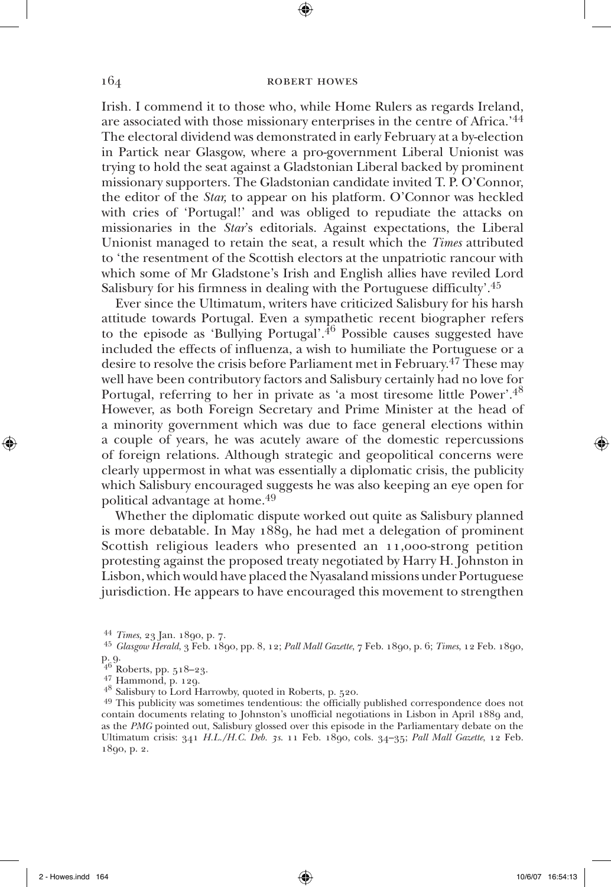Irish. I commend it to those who, while Home Rulers as regards Ireland, are associated with those missionary enterprises in the centre of Africa.'[44] The electoral dividend was demonstrated in early February at a by-election in Partick near Glasgow, where a pro-government Liberal Unionist was trying to hold the seat against a Gladstonian Liberal backed by prominent missionary supporters. The Gladstonian candidate invited T. P. O'Connor, the editor of the *Star,* to appear on his platform. O'Connor was heckled with cries of 'Portugal!' and was obliged to repudiate the attacks on missionaries in the *Star*'s editorials. Against expectations, the Liberal Unionist managed to retain the seat, a result which the *Times* attributed to 'the resentment of the Scottish electors at the unpatriotic rancour with which some of Mr Gladstone's Irish and English allies have reviled Lord Salisbury for his firmness in dealing with the Portuguese difficulty'.[45]

Ever since the Ultimatum, writers have criticized Salisbury for his harsh attitude towards Portugal. Even a sympathetic recent biographer refers to the episode as 'Bullying Portugal'.[46] Possible causes suggested have included the effects of influenza, a wish to humiliate the Portuguese or a desire to resolve the crisis before Parliament met in February.[47] These may well have been contributory factors and Salisbury certainly had no love for Portugal, referring to her in private as 'a most tiresome little Power'.[48] However, as both Foreign Secretary and Prime Minister at the head of a minority government which was due to face general elections within a couple of years, he was acutely aware of the domestic repercussions of foreign relations. Although strategic and geopolitical concerns were clearly uppermost in what was essentially a diplomatic crisis, the publicity which Salisbury encouraged suggests he was also keeping an eye open for political advantage at home.[49]

Whether the diplomatic dispute worked out quite as Salisbury planned is more debatable. In May 1889, he had met a delegation of prominent Scottish religious leaders who presented an 11,000-strong petition protesting against the proposed treaty negotiated by Harry H. Johnston in Lisbon, which would have placed the Nyasaland missions under Portuguese jurisdiction. He appears to have encouraged this movement to strengthen

---

[44] *Times*, 23 Jan. 1890, p. 7.

[45] *Glasgow Herald*, 3 Feb. 1890, pp. 8, 12; *Pall Mall Gazette*, 7 Feb. 1890, p. 6; *Times*, 12 Feb. 1890, p. 9.

[46] Roberts, pp. 518–23.

[47] Hammond, p. 129.

[48] Salisbury to Lord Harrowby, quoted in Roberts, p. 520.

[49] This publicity was sometimes tendentious: the officially published correspondence does not contain documents relating to Johnston's unofficial negotiations in Lisbon in April 1889 and, as the *PMG* pointed out, Salisbury glossed over this episode in the Parliamentary debate on the Ultimatum crisis: 341 *H.L./H.C. Deb. 3s.* 11 Feb. 1890, cols. 34–35; *Pall Mall Gazette*, 12 Feb. 1890, p. 2.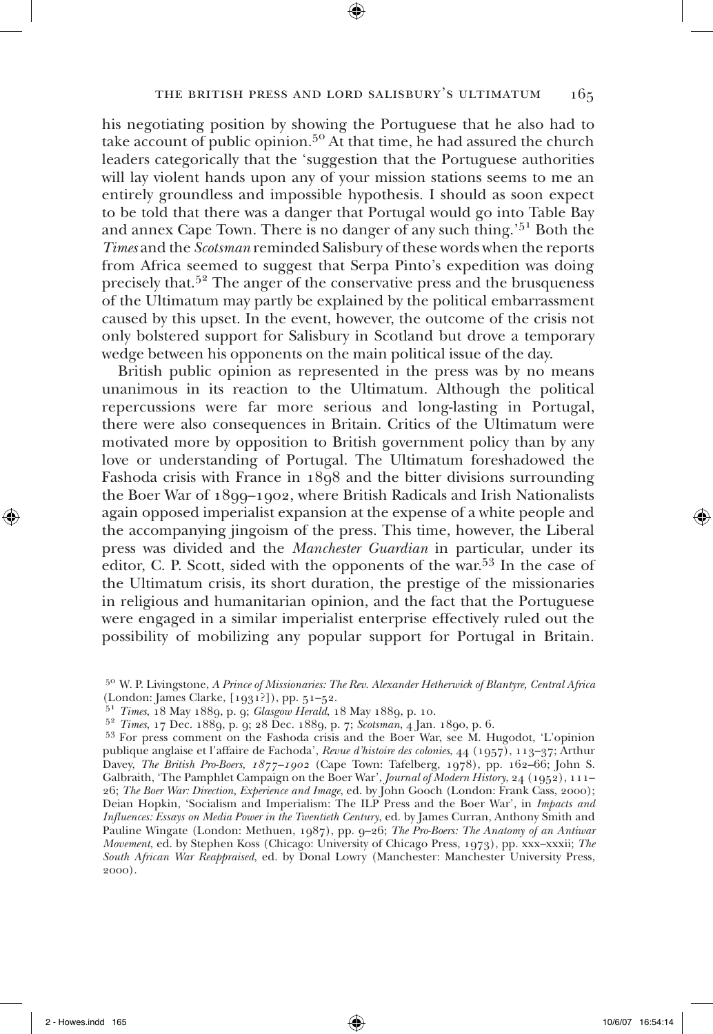his negotiating position by showing the Portuguese that he also had to take account of public opinion.[50] At that time, he had assured the church leaders categorically that the 'suggestion that the Portuguese authorities will lay violent hands upon any of your mission stations seems to me an entirely groundless and impossible hypothesis. I should as soon expect to be told that there was a danger that Portugal would go into Table Bay and annex Cape Town. There is no danger of any such thing.'[51] Both the *Times* and the *Scotsman* reminded Salisbury of these words when the reports from Africa seemed to suggest that Serpa Pinto's expedition was doing precisely that.[52] The anger of the conservative press and the brusqueness of the Ultimatum may partly be explained by the political embarrassment caused by this upset. In the event, however, the outcome of the crisis not only bolstered support for Salisbury in Scotland but drove a temporary wedge between his opponents on the main political issue of the day.

British public opinion as represented in the press was by no means unanimous in its reaction to the Ultimatum. Although the political repercussions were far more serious and long-lasting in Portugal, there were also consequences in Britain. Critics of the Ultimatum were motivated more by opposition to British government policy than by any love or understanding of Portugal. The Ultimatum foreshadowed the Fashoda crisis with France in 1898 and the bitter divisions surrounding the Boer War of 1899–1902, where British Radicals and Irish Nationalists again opposed imperialist expansion at the expense of a white people and the accompanying jingoism of the press. This time, however, the Liberal press was divided and the *Manchester Guardian* in particular, under its editor, C. P. Scott, sided with the opponents of the war.[53] In the case of the Ultimatum crisis, its short duration, the prestige of the missionaries in religious and humanitarian opinion, and the fact that the Portuguese were engaged in a similar imperialist enterprise effectively ruled out the possibility of mobilizing any popular support for Portugal in Britain.

---

[50] W. P. Livingstone, *A Prince of Missionaries: The Rev. Alexander Hetherwick of Blantyre, Central Africa* (London: James Clarke, [1931?]), pp. 51–52.

[51] *Times*, 18 May 1889, p. 9; *Glasgow Herald*, 18 May 1889, p. 10.

[52] *Times*, 17 Dec. 1889, p. 9; 28 Dec. 1889, p. 7; *Scotsman*, 4 Jan. 1890, p. 6.

[53] For press comment on the Fashoda crisis and the Boer War, see M. Hugodot, 'L'opinion publique anglaise et l'affaire de Fachoda', *Revue d'histoire des colonies*, 44 (1957), 113–37; Arthur Davey, *The British Pro-Boers, 1877–1902* (Cape Town: Tafelberg, 1978), pp. 162–66; John S. Galbraith, 'The Pamphlet Campaign on the Boer War', *Journal of Modern History*, 24 (1952), 111–26; *The Boer War: Direction, Experience and Image*, ed. by John Gooch (London: Frank Cass, 2000); Deian Hopkin, 'Socialism and Imperialism: The ILP Press and the Boer War', in *Impacts and Influences: Essays on Media Power in the Twentieth Century*, ed. by James Curran, Anthony Smith and Pauline Wingate (London: Methuen, 1987), pp. 9–26; *The Pro-Boers: The Anatomy of an Antiwar Movement*, ed. by Stephen Koss (Chicago: University of Chicago Press, 1973), pp. xxx–xxxii; *The South African War Reappraised*, ed. by Donal Lowry (Manchester: Manchester University Press, 2000).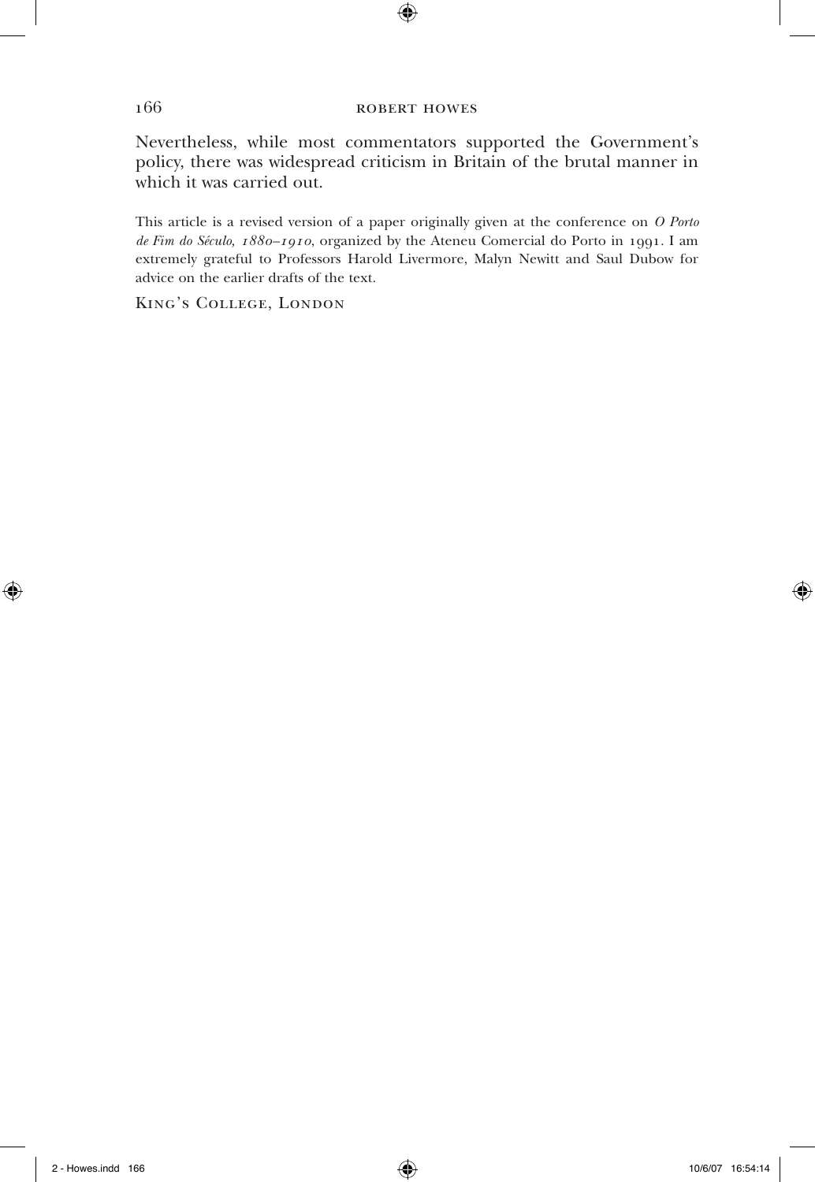Nevertheless, while most commentators supported the Government's policy, there was widespread criticism in Britain of the brutal manner in which it was carried out.

This article is a revised version of a paper originally given at the conference on *O Porto de Fim do Século, 1880–1910*, organized by the Ateneu Comercial do Porto in 1991. I am extremely grateful to Professors Harold Livermore, Malyn Newitt and Saul Dubow for advice on the earlier drafts of the text.

King's College, London